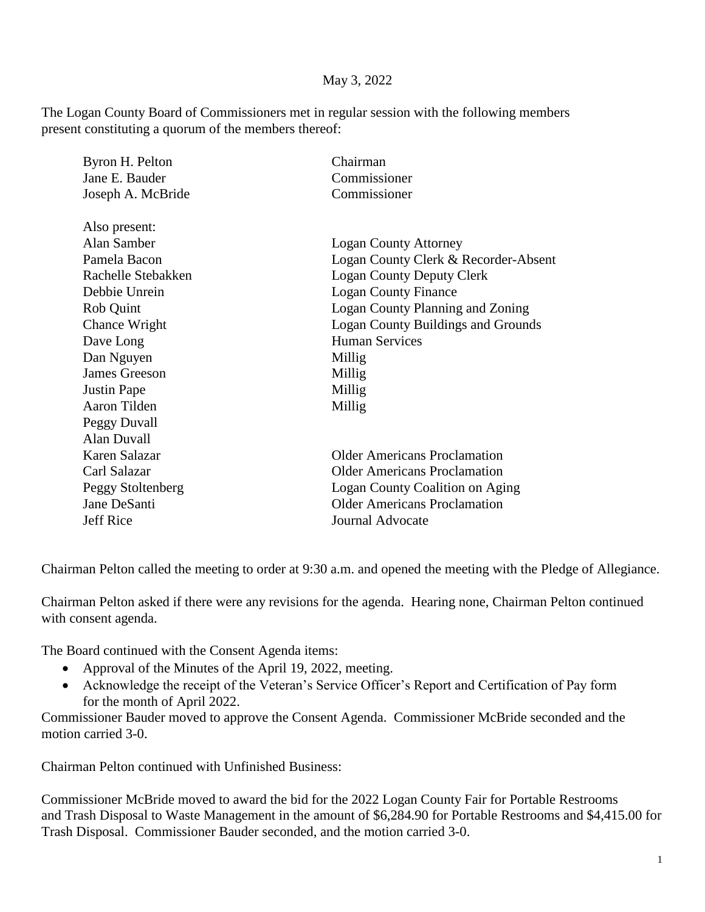May 3, 2022

The Logan County Board of Commissioners met in regular session with the following members present constituting a quorum of the members thereof:

| | |
|---|---|
| Byron H. Pelton | Chairman |
| Jane E. Bauder | Commissioner |
| Joseph A. McBride | Commissioner |
| | |
| Also present: | |
| Alan Samber | Logan County Attorney |
| Pamela Bacon | Logan County Clerk & Recorder-Absent |
| Rachelle Stebakken | Logan County Deputy Clerk |
| Debbie Unrein | Logan County Finance |
| Rob Quint | Logan County Planning and Zoning |
| Chance Wright | Logan County Buildings and Grounds |
| Dave Long | Human Services |
| Dan Nguyen | Millig |
| James Greeson | Millig |
| Justin Pape | Millig |
| Aaron Tilden | Millig |
| Peggy Duvall | |
| Alan Duvall | |
| Karen Salazar | Older Americans Proclamation |
| Carl Salazar | Older Americans Proclamation |
| Peggy Stoltenberg | Logan County Coalition on Aging |
| Jane DeSanti | Older Americans Proclamation |
| Jeff Rice | Journal Advocate |

Chairman Pelton called the meeting to order at 9:30 a.m. and opened the meeting with the Pledge of Allegiance.

Chairman Pelton asked if there were any revisions for the agenda. Hearing none, Chairman Pelton continued with consent agenda.

The Board continued with the Consent Agenda items:

- Approval of the Minutes of the April 19, 2022, meeting.
- Acknowledge the receipt of the Veteran's Service Officer's Report and Certification of Pay form for the month of April 2022.

Commissioner Bauder moved to approve the Consent Agenda. Commissioner McBride seconded and the motion carried 3-0.

Chairman Pelton continued with Unfinished Business:

Commissioner McBride moved to award the bid for the 2022 Logan County Fair for Portable Restrooms and Trash Disposal to Waste Management in the amount of $6,284.90 for Portable Restrooms and $4,415.00 for Trash Disposal. Commissioner Bauder seconded, and the motion carried 3-0.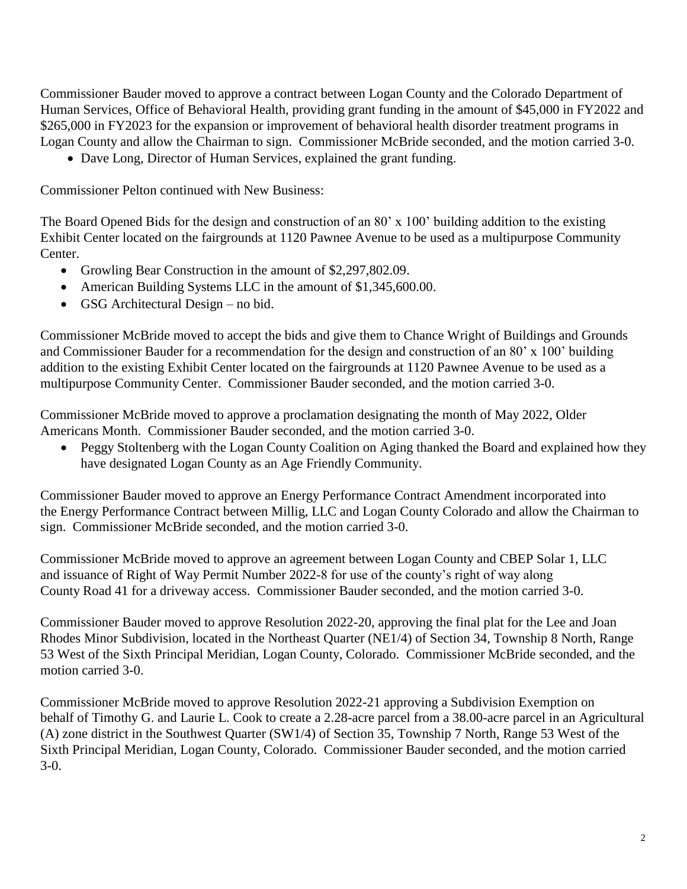Commissioner Bauder moved to approve a contract between Logan County and the Colorado Department of Human Services, Office of Behavioral Health, providing grant funding in the amount of $45,000 in FY2022 and $265,000 in FY2023 for the expansion or improvement of behavioral health disorder treatment programs in Logan County and allow the Chairman to sign. Commissioner McBride seconded, and the motion carried 3-0.

- Dave Long, Director of Human Services, explained the grant funding.

Commissioner Pelton continued with New Business:

The Board Opened Bids for the design and construction of an 80' x 100' building addition to the existing Exhibit Center located on the fairgrounds at 1120 Pawnee Avenue to be used as a multipurpose Community Center.

- Growling Bear Construction in the amount of $2,297,802.09.
- American Building Systems LLC in the amount of $1,345,600.00.
- GSG Architectural Design – no bid.

Commissioner McBride moved to accept the bids and give them to Chance Wright of Buildings and Grounds and Commissioner Bauder for a recommendation for the design and construction of an 80' x 100' building addition to the existing Exhibit Center located on the fairgrounds at 1120 Pawnee Avenue to be used as a multipurpose Community Center. Commissioner Bauder seconded, and the motion carried 3-0.

Commissioner McBride moved to approve a proclamation designating the month of May 2022, Older Americans Month. Commissioner Bauder seconded, and the motion carried 3-0.

- Peggy Stoltenberg with the Logan County Coalition on Aging thanked the Board and explained how they have designated Logan County as an Age Friendly Community.

Commissioner Bauder moved to approve an Energy Performance Contract Amendment incorporated into the Energy Performance Contract between Millig, LLC and Logan County Colorado and allow the Chairman to sign. Commissioner McBride seconded, and the motion carried 3-0.

Commissioner McBride moved to approve an agreement between Logan County and CBEP Solar 1, LLC and issuance of Right of Way Permit Number 2022-8 for use of the county's right of way along County Road 41 for a driveway access. Commissioner Bauder seconded, and the motion carried 3-0.

Commissioner Bauder moved to approve Resolution 2022-20, approving the final plat for the Lee and Joan Rhodes Minor Subdivision, located in the Northeast Quarter (NE1/4) of Section 34, Township 8 North, Range 53 West of the Sixth Principal Meridian, Logan County, Colorado. Commissioner McBride seconded, and the motion carried 3-0.

Commissioner McBride moved to approve Resolution 2022-21 approving a Subdivision Exemption on behalf of Timothy G. and Laurie L. Cook to create a 2.28-acre parcel from a 38.00-acre parcel in an Agricultural (A) zone district in the Southwest Quarter (SW1/4) of Section 35, Township 7 North, Range 53 West of the Sixth Principal Meridian, Logan County, Colorado. Commissioner Bauder seconded, and the motion carried 3-0.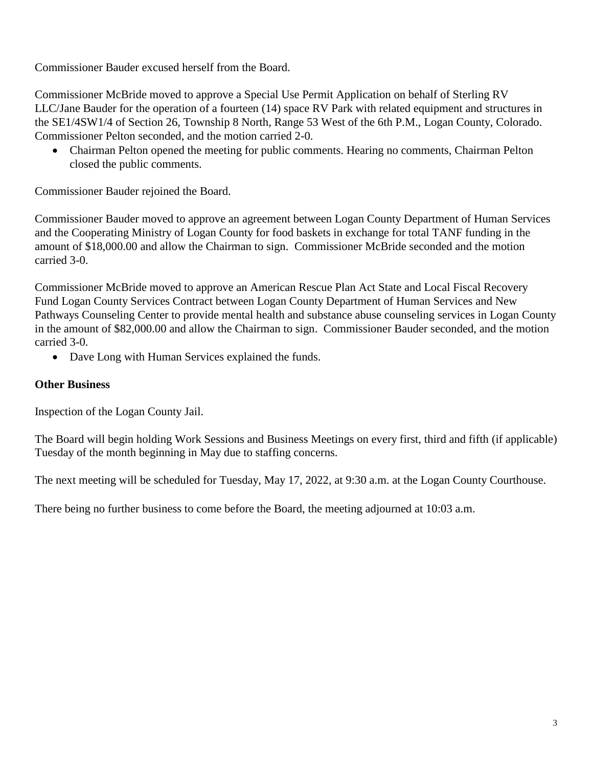Commissioner Bauder excused herself from the Board.

Commissioner McBride moved to approve a Special Use Permit Application on behalf of Sterling RV LLC/Jane Bauder for the operation of a fourteen (14) space RV Park with related equipment and structures in the SE1/4SW1/4 of Section 26, Township 8 North, Range 53 West of the 6th P.M., Logan County, Colorado. Commissioner Pelton seconded, and the motion carried 2-0.

- Chairman Pelton opened the meeting for public comments. Hearing no comments, Chairman Pelton closed the public comments.

Commissioner Bauder rejoined the Board.

Commissioner Bauder moved to approve an agreement between Logan County Department of Human Services and the Cooperating Ministry of Logan County for food baskets in exchange for total TANF funding in the amount of $18,000.00 and allow the Chairman to sign. Commissioner McBride seconded and the motion carried 3-0.

Commissioner McBride moved to approve an American Rescue Plan Act State and Local Fiscal Recovery Fund Logan County Services Contract between Logan County Department of Human Services and New Pathways Counseling Center to provide mental health and substance abuse counseling services in Logan County in the amount of $82,000.00 and allow the Chairman to sign. Commissioner Bauder seconded, and the motion carried 3-0.

- Dave Long with Human Services explained the funds.

**Other Business**

Inspection of the Logan County Jail.

The Board will begin holding Work Sessions and Business Meetings on every first, third and fifth (if applicable) Tuesday of the month beginning in May due to staffing concerns.

The next meeting will be scheduled for Tuesday, May 17, 2022, at 9:30 a.m. at the Logan County Courthouse.

There being no further business to come before the Board, the meeting adjourned at 10:03 a.m.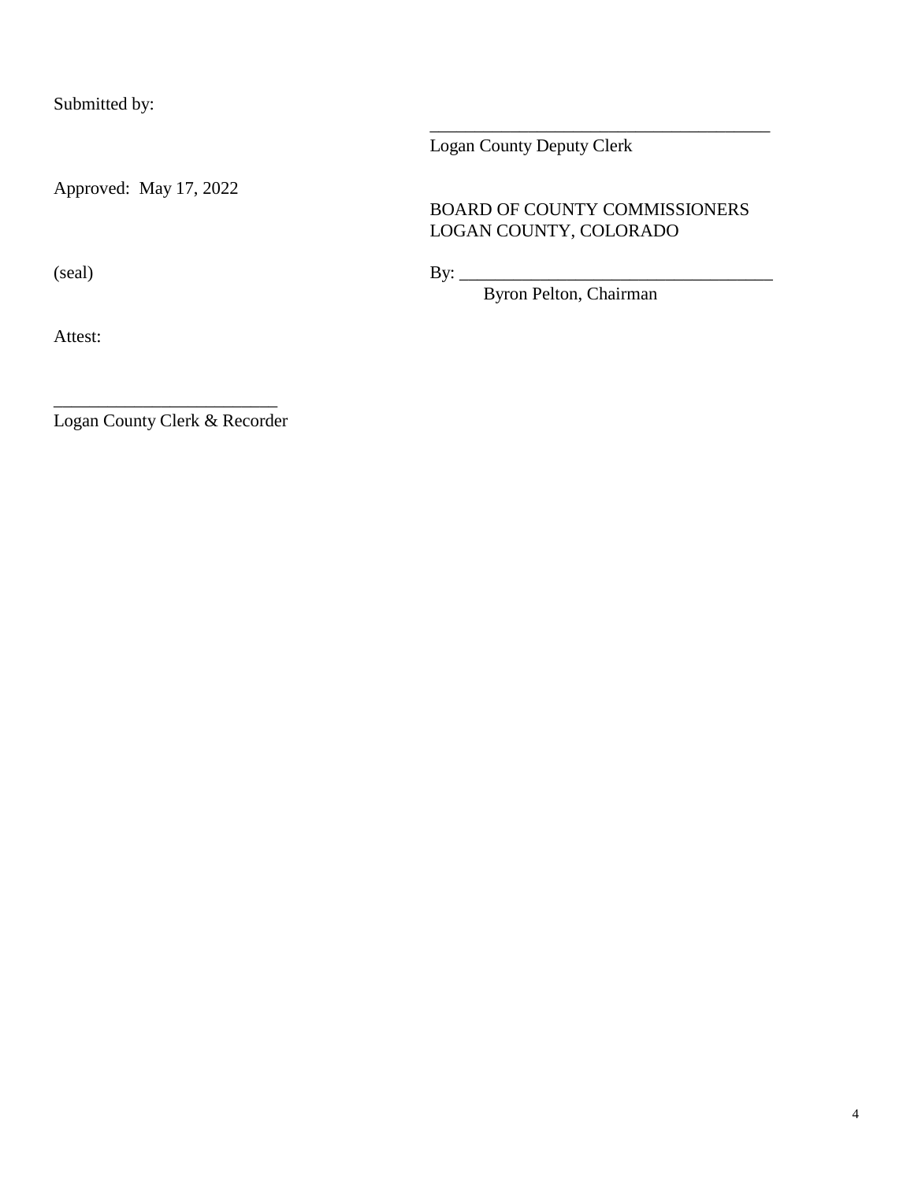Submitted by:

\_\_\_\_\_\_\_\_\_\_\_\_\_\_\_\_\_\_\_\_\_\_\_\_\_\_\_\_\_\_\_\_\_\_\_\_\_\_
Logan County Deputy Clerk

Approved: May 17, 2022

BOARD OF COUNTY COMMISSIONERS
LOGAN COUNTY, COLORADO

(seal)

By: \_\_\_\_\_\_\_\_\_\_\_\_\_\_\_\_\_\_\_\_\_\_\_\_\_\_\_\_\_\_\_\_\_\_\_
Byron Pelton, Chairman

Attest:

\_\_\_\_\_\_\_\_\_\_\_\_\_\_\_\_\_\_\_\_\_\_\_\_\_
Logan County Clerk & Recorder